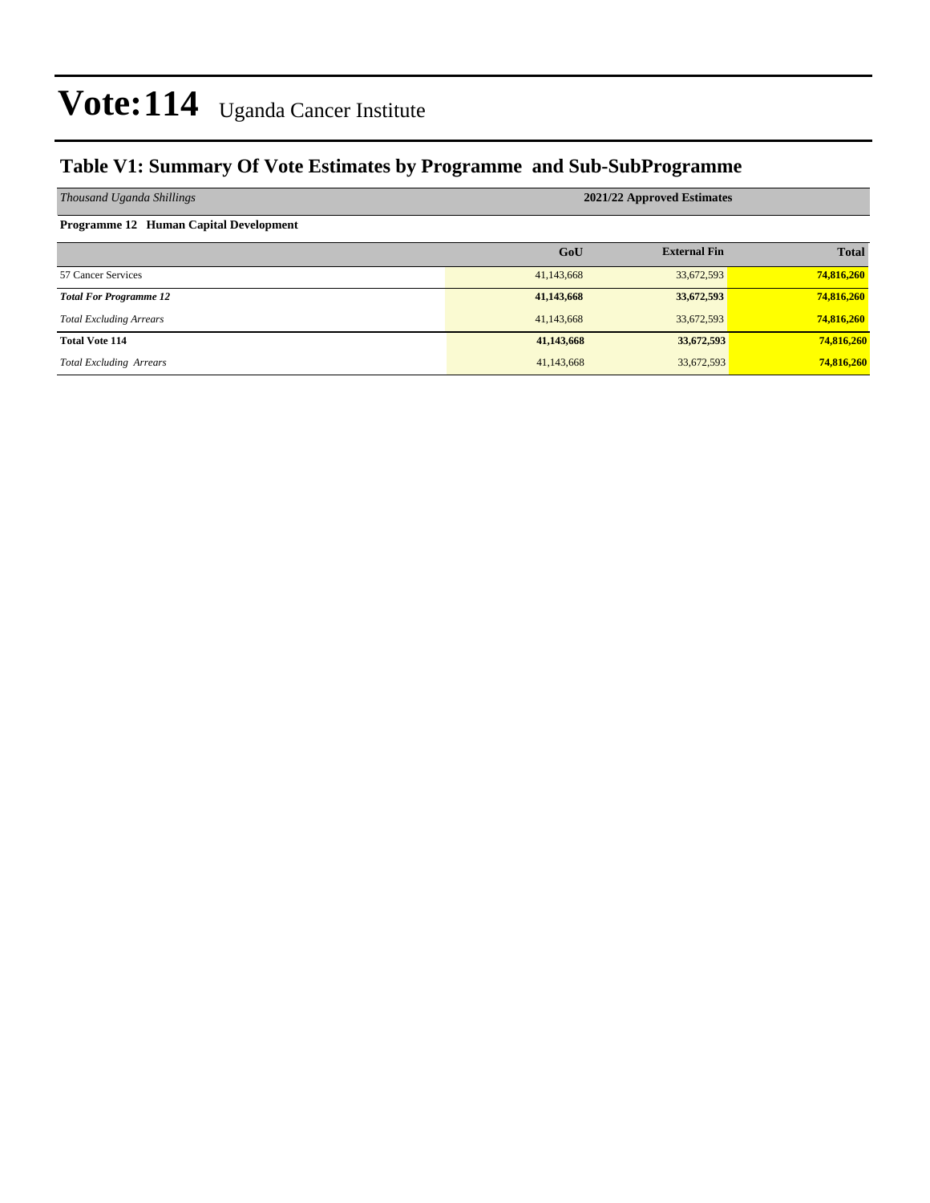# Vote:114 Uganda Cancer Institute

## Table V1: Summary Of Vote Estimates by Programme and Sub-SubProgramme

| *Thousand Uganda Shillings* | **2021/22 Approved Estimates** | | |
|---|---|---|---|
| **Programme 12 Human Capital Development** | | | |
| | **GoU** | **External Fin** | **Total** |
| 57 Cancer Services | 41,143,668 | 33,672,593 | **74,816,260** |
| ***Total For Programme 12*** | **41,143,668** | **33,672,593** | **74,816,260** |
| *Total Excluding Arrears* | 41,143,668 | 33,672,593 | **74,816,260** |
| **Total Vote 114** | **41,143,668** | **33,672,593** | **74,816,260** |
| *Total Excluding Arrears* | 41,143,668 | 33,672,593 | **74,816,260** |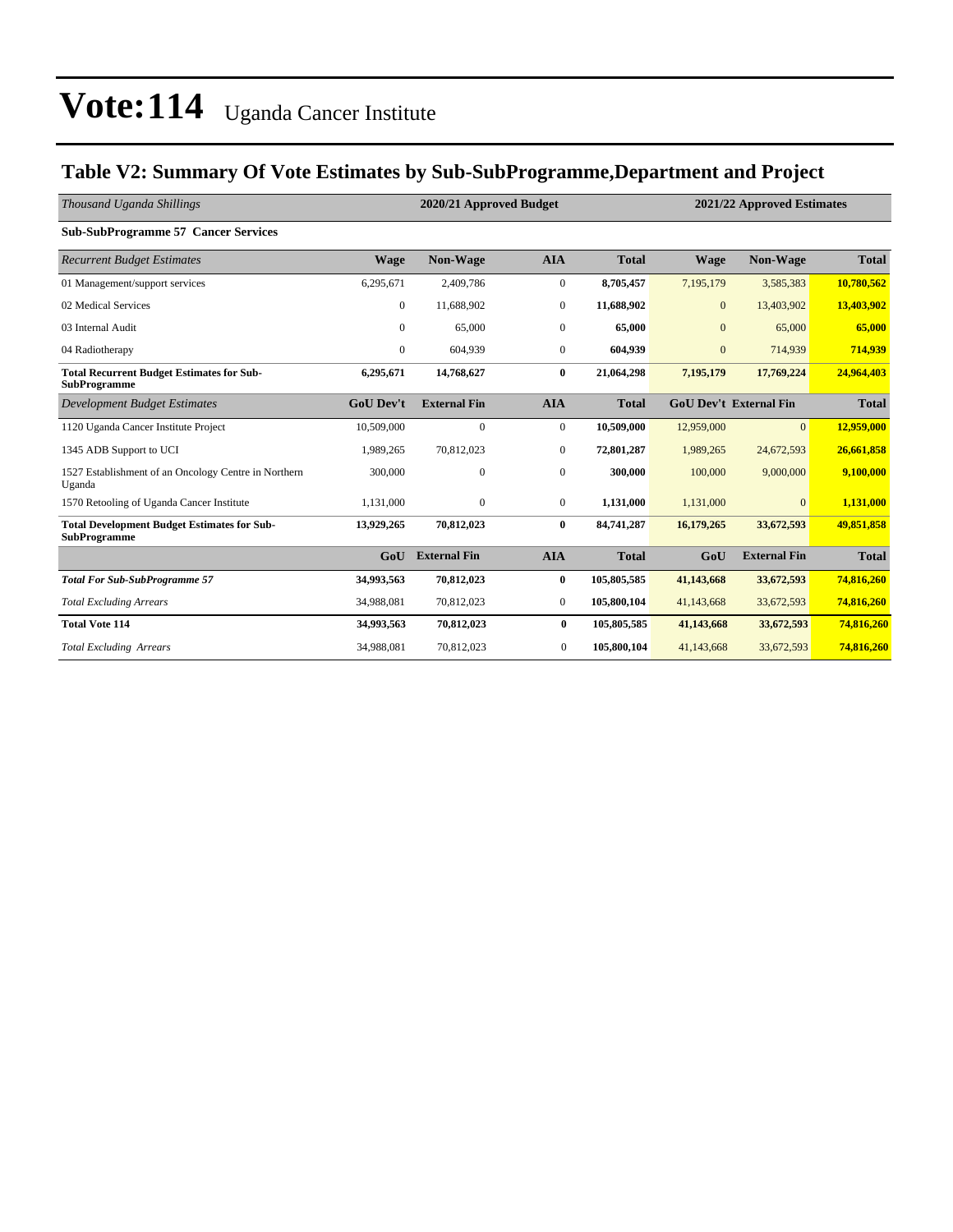# Vote:114 Uganda Cancer Institute

## Table V2: Summary Of Vote Estimates by Sub-SubProgramme,Department and Project

| *Thousand Uganda Shillings* | 2020/21 Approved Budget | | | | 2021/22 Approved Estimates | | |
|---|---|---|---|---|---|---|---|
| **Sub-SubProgramme 57 Cancer Services** | | | | | | | |
| *Recurrent Budget Estimates* | **Wage** | **Non-Wage** | **AIA** | **Total** | **Wage** | **Non-Wage** | **Total** |
| 01 Management/support services | 6,295,671 | 2,409,786 | 0 | **8,705,457** | 7,195,179 | 3,585,383 | **10,780,562** |
| 02 Medical Services | 0 | 11,688,902 | 0 | **11,688,902** | 0 | 13,403,902 | **13,403,902** |
| 03 Internal Audit | 0 | 65,000 | 0 | **65,000** | 0 | 65,000 | **65,000** |
| 04 Radiotherapy | 0 | 604,939 | 0 | **604,939** | 0 | 714,939 | **714,939** |
| **Total Recurrent Budget Estimates for Sub-SubProgramme** | **6,295,671** | **14,768,627** | **0** | **21,064,298** | **7,195,179** | **17,769,224** | **24,964,403** |
| *Development Budget Estimates* | **GoU Dev't** | **External Fin** | **AIA** | **Total** | **GoU Dev't** | **External Fin** | **Total** |
| 1120 Uganda Cancer Institute Project | 10,509,000 | 0 | 0 | **10,509,000** | 12,959,000 | 0 | **12,959,000** |
| 1345 ADB Support to UCI | 1,989,265 | 70,812,023 | 0 | **72,801,287** | 1,989,265 | 24,672,593 | **26,661,858** |
| 1527 Establishment of an Oncology Centre in Northern Uganda | 300,000 | 0 | 0 | **300,000** | 100,000 | 9,000,000 | **9,100,000** |
| 1570 Retooling of Uganda Cancer Institute | 1,131,000 | 0 | 0 | **1,131,000** | 1,131,000 | 0 | **1,131,000** |
| **Total Development Budget Estimates for Sub-SubProgramme** | **13,929,265** | **70,812,023** | **0** | **84,741,287** | **16,179,265** | **33,672,593** | **49,851,858** |
| | **GoU** | **External Fin** | **AIA** | **Total** | **GoU** | **External Fin** | **Total** |
| ***Total For Sub-SubProgramme 57*** | **34,993,563** | **70,812,023** | **0** | **105,805,585** | **41,143,668** | **33,672,593** | **74,816,260** |
| *Total Excluding Arrears* | 34,988,081 | 70,812,023 | 0 | **105,800,104** | 41,143,668 | 33,672,593 | **74,816,260** |
| **Total Vote 114** | **34,993,563** | **70,812,023** | **0** | **105,805,585** | **41,143,668** | **33,672,593** | **74,816,260** |
| *Total Excluding Arrears* | 34,988,081 | 70,812,023 | 0 | **105,800,104** | 41,143,668 | 33,672,593 | **74,816,260** |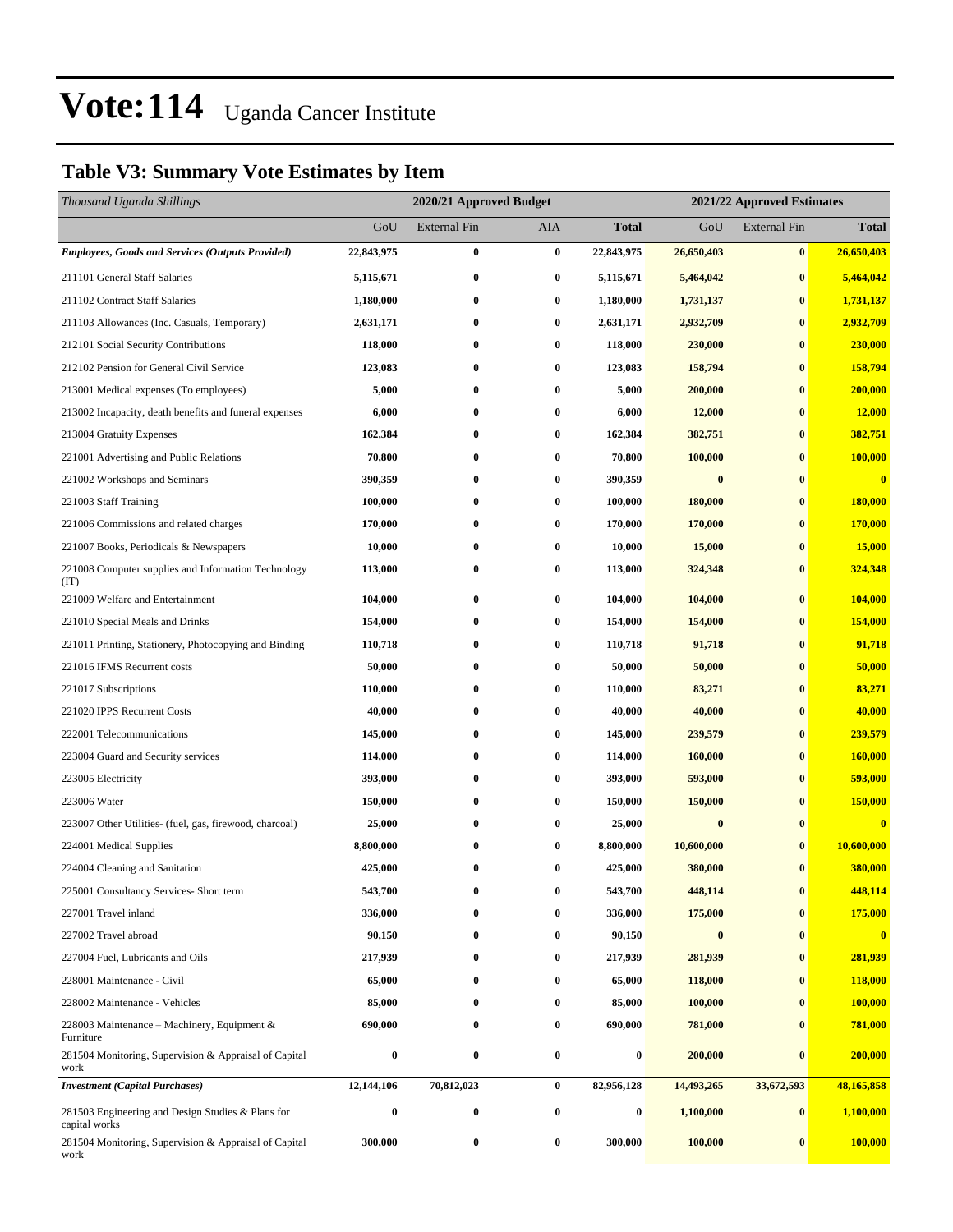# Vote:114 Uganda Cancer Institute

## Table V3: Summary Vote Estimates by Item

| *Thousand Uganda Shillings* | 2020/21 Approved Budget | | | | 2021/22 Approved Estimates | | |
|---|---|---|---|---|---|---|---|
| | GoU | External Fin | AIA | **Total** | GoU | External Fin | **Total** |
| ***Employees, Goods and Services (Outputs Provided)*** | **22,843,975** | **0** | **0** | **22,843,975** | **26,650,403** | **0** | **26,650,403** |
| 211101 General Staff Salaries | **5,115,671** | **0** | **0** | **5,115,671** | **5,464,042** | **0** | **5,464,042** |
| 211102 Contract Staff Salaries | **1,180,000** | **0** | **0** | **1,180,000** | **1,731,137** | **0** | **1,731,137** |
| 211103 Allowances (Inc. Casuals, Temporary) | **2,631,171** | **0** | **0** | **2,631,171** | **2,932,709** | **0** | **2,932,709** |
| 212101 Social Security Contributions | **118,000** | **0** | **0** | **118,000** | **230,000** | **0** | **230,000** |
| 212102 Pension for General Civil Service | **123,083** | **0** | **0** | **123,083** | **158,794** | **0** | **158,794** |
| 213001 Medical expenses (To employees) | **5,000** | **0** | **0** | **5,000** | **200,000** | **0** | **200,000** |
| 213002 Incapacity, death benefits and funeral expenses | **6,000** | **0** | **0** | **6,000** | **12,000** | **0** | **12,000** |
| 213004 Gratuity Expenses | **162,384** | **0** | **0** | **162,384** | **382,751** | **0** | **382,751** |
| 221001 Advertising and Public Relations | **70,800** | **0** | **0** | **70,800** | **100,000** | **0** | **100,000** |
| 221002 Workshops and Seminars | **390,359** | **0** | **0** | **390,359** | **0** | **0** | **0** |
| 221003 Staff Training | **100,000** | **0** | **0** | **100,000** | **180,000** | **0** | **180,000** |
| 221006 Commissions and related charges | **170,000** | **0** | **0** | **170,000** | **170,000** | **0** | **170,000** |
| 221007 Books, Periodicals & Newspapers | **10,000** | **0** | **0** | **10,000** | **15,000** | **0** | **15,000** |
| 221008 Computer supplies and Information Technology (IT) | **113,000** | **0** | **0** | **113,000** | **324,348** | **0** | **324,348** |
| 221009 Welfare and Entertainment | **104,000** | **0** | **0** | **104,000** | **104,000** | **0** | **104,000** |
| 221010 Special Meals and Drinks | **154,000** | **0** | **0** | **154,000** | **154,000** | **0** | **154,000** |
| 221011 Printing, Stationery, Photocopying and Binding | **110,718** | **0** | **0** | **110,718** | **91,718** | **0** | **91,718** |
| 221016 IFMS Recurrent costs | **50,000** | **0** | **0** | **50,000** | **50,000** | **0** | **50,000** |
| 221017 Subscriptions | **110,000** | **0** | **0** | **110,000** | **83,271** | **0** | **83,271** |
| 221020 IPPS Recurrent Costs | **40,000** | **0** | **0** | **40,000** | **40,000** | **0** | **40,000** |
| 222001 Telecommunications | **145,000** | **0** | **0** | **145,000** | **239,579** | **0** | **239,579** |
| 223004 Guard and Security services | **114,000** | **0** | **0** | **114,000** | **160,000** | **0** | **160,000** |
| 223005 Electricity | **393,000** | **0** | **0** | **393,000** | **593,000** | **0** | **593,000** |
| 223006 Water | **150,000** | **0** | **0** | **150,000** | **150,000** | **0** | **150,000** |
| 223007 Other Utilities- (fuel, gas, firewood, charcoal) | **25,000** | **0** | **0** | **25,000** | **0** | **0** | **0** |
| 224001 Medical Supplies | **8,800,000** | **0** | **0** | **8,800,000** | **10,600,000** | **0** | **10,600,000** |
| 224004 Cleaning and Sanitation | **425,000** | **0** | **0** | **425,000** | **380,000** | **0** | **380,000** |
| 225001 Consultancy Services- Short term | **543,700** | **0** | **0** | **543,700** | **448,114** | **0** | **448,114** |
| 227001 Travel inland | **336,000** | **0** | **0** | **336,000** | **175,000** | **0** | **175,000** |
| 227002 Travel abroad | **90,150** | **0** | **0** | **90,150** | **0** | **0** | **0** |
| 227004 Fuel, Lubricants and Oils | **217,939** | **0** | **0** | **217,939** | **281,939** | **0** | **281,939** |
| 228001 Maintenance - Civil | **65,000** | **0** | **0** | **65,000** | **118,000** | **0** | **118,000** |
| 228002 Maintenance - Vehicles | **85,000** | **0** | **0** | **85,000** | **100,000** | **0** | **100,000** |
| 228003 Maintenance – Machinery, Equipment & Furniture | **690,000** | **0** | **0** | **690,000** | **781,000** | **0** | **781,000** |
| 281504 Monitoring, Supervision & Appraisal of Capital work | **0** | **0** | **0** | **0** | **200,000** | **0** | **200,000** |
| ***Investment (Capital Purchases)*** | **12,144,106** | **70,812,023** | **0** | **82,956,128** | **14,493,265** | **33,672,593** | **48,165,858** |
| 281503 Engineering and Design Studies & Plans for capital works | **0** | **0** | **0** | **0** | **1,100,000** | **0** | **1,100,000** |
| 281504 Monitoring, Supervision & Appraisal of Capital work | **300,000** | **0** | **0** | **300,000** | **100,000** | **0** | **100,000** |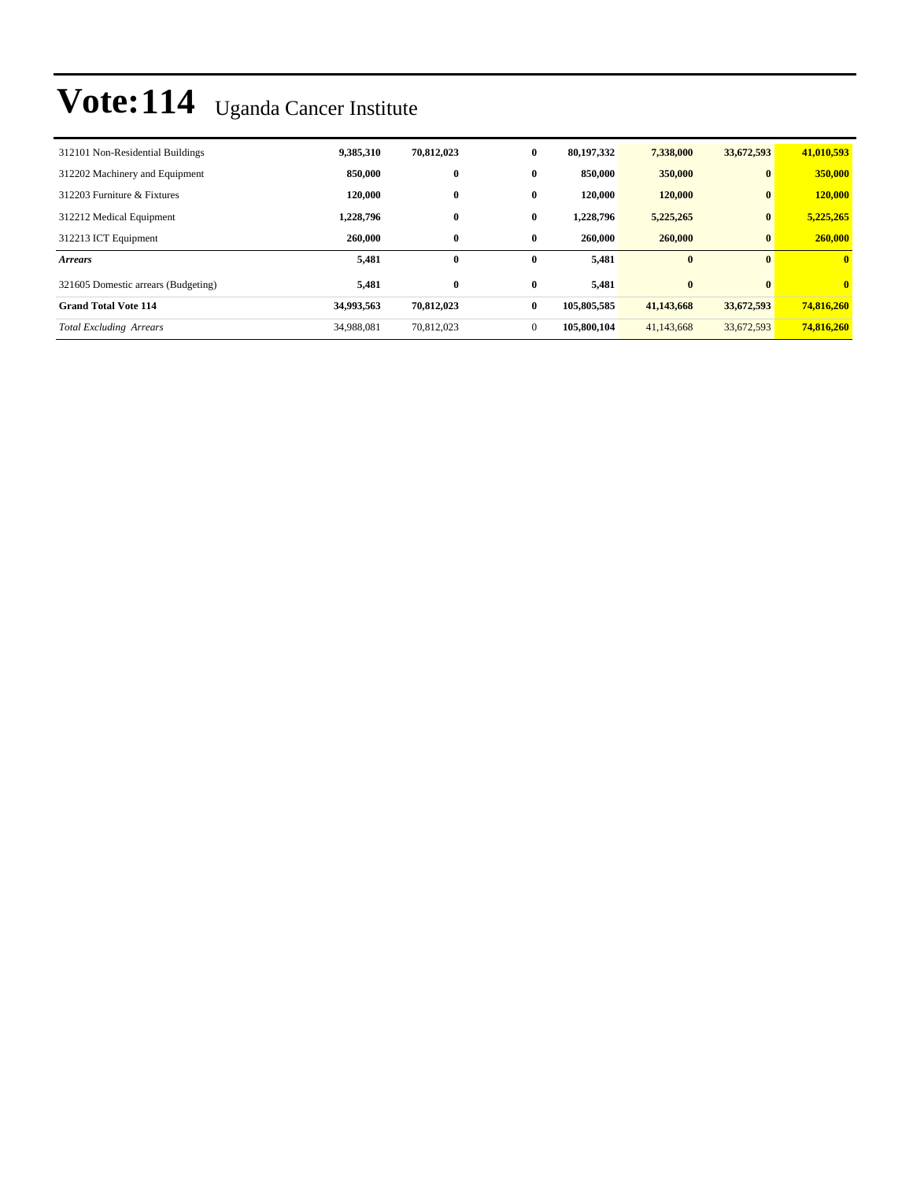# Vote:114 Uganda Cancer Institute

| | | | | | | | |
|---|---|---|---|---|---|---|---|
| 312101 Non-Residential Buildings | **9,385,310** | **70,812,023** | **0** | **80,197,332** | **7,338,000** | **33,672,593** | **41,010,593** |
| 312202 Machinery and Equipment | **850,000** | **0** | **0** | **850,000** | **350,000** | **0** | **350,000** |
| 312203 Furniture & Fixtures | **120,000** | **0** | **0** | **120,000** | **120,000** | **0** | **120,000** |
| 312212 Medical Equipment | **1,228,796** | **0** | **0** | **1,228,796** | **5,225,265** | **0** | **5,225,265** |
| 312213 ICT Equipment | **260,000** | **0** | **0** | **260,000** | **260,000** | **0** | **260,000** |
| ***Arrears*** | **5,481** | **0** | **0** | **5,481** | **0** | **0** | **0** |
| 321605 Domestic arrears (Budgeting) | **5,481** | **0** | **0** | **5,481** | **0** | **0** | **0** |
| **Grand Total Vote 114** | **34,993,563** | **70,812,023** | **0** | **105,805,585** | **41,143,668** | **33,672,593** | **74,816,260** |
| *Total Excluding Arrears* | 34,988,081 | 70,812,023 | 0 | **105,800,104** | 41,143,668 | 33,672,593 | **74,816,260** |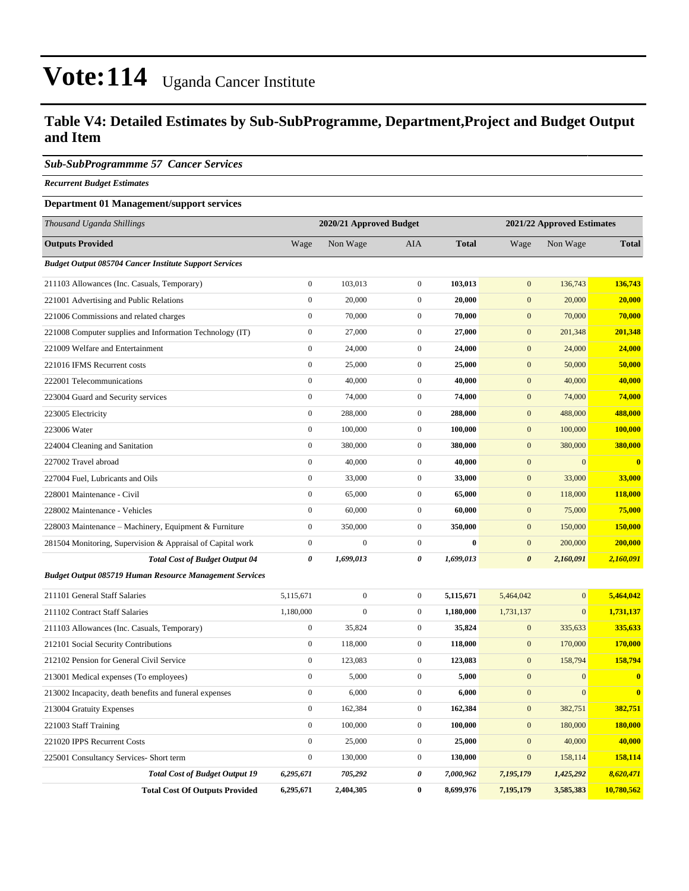# Vote:114 Uganda Cancer Institute

## Table V4: Detailed Estimates by Sub-SubProgramme, Department,Project and Budget Output and Item

### *Sub-SubProgrammme 57 Cancer Services*

***Recurrent Budget Estimates***

**Department 01 Management/support services**

| *Thousand Uganda Shillings* | 2020/21 Approved Budget | | | | 2021/22 Approved Estimates | | |
|---|---|---|---|---|---|---|---|
| **Outputs Provided** | Wage | Non Wage | AIA | **Total** | Wage | Non Wage | **Total** |
| ***Budget Output 085704 Cancer Institute Support Services*** | | | | | | | |
| 211103 Allowances (Inc. Casuals, Temporary) | 0 | 103,013 | 0 | **103,013** | 0 | 136,743 | **136,743** |
| 221001 Advertising and Public Relations | 0 | 20,000 | 0 | **20,000** | 0 | 20,000 | **20,000** |
| 221006 Commissions and related charges | 0 | 70,000 | 0 | **70,000** | 0 | 70,000 | **70,000** |
| 221008 Computer supplies and Information Technology (IT) | 0 | 27,000 | 0 | **27,000** | 0 | 201,348 | **201,348** |
| 221009 Welfare and Entertainment | 0 | 24,000 | 0 | **24,000** | 0 | 24,000 | **24,000** |
| 221016 IFMS Recurrent costs | 0 | 25,000 | 0 | **25,000** | 0 | 50,000 | **50,000** |
| 222001 Telecommunications | 0 | 40,000 | 0 | **40,000** | 0 | 40,000 | **40,000** |
| 223004 Guard and Security services | 0 | 74,000 | 0 | **74,000** | 0 | 74,000 | **74,000** |
| 223005 Electricity | 0 | 288,000 | 0 | **288,000** | 0 | 488,000 | **488,000** |
| 223006 Water | 0 | 100,000 | 0 | **100,000** | 0 | 100,000 | **100,000** |
| 224004 Cleaning and Sanitation | 0 | 380,000 | 0 | **380,000** | 0 | 380,000 | **380,000** |
| 227002 Travel abroad | 0 | 40,000 | 0 | **40,000** | 0 | 0 | **0** |
| 227004 Fuel, Lubricants and Oils | 0 | 33,000 | 0 | **33,000** | 0 | 33,000 | **33,000** |
| 228001 Maintenance - Civil | 0 | 65,000 | 0 | **65,000** | 0 | 118,000 | **118,000** |
| 228002 Maintenance - Vehicles | 0 | 60,000 | 0 | **60,000** | 0 | 75,000 | **75,000** |
| 228003 Maintenance – Machinery, Equipment & Furniture | 0 | 350,000 | 0 | **350,000** | 0 | 150,000 | **150,000** |
| 281504 Monitoring, Supervision & Appraisal of Capital work | 0 | 0 | 0 | **0** | 0 | 200,000 | **200,000** |
| ***Total Cost of Budget Output 04*** | ***0*** | ***1,699,013*** | ***0*** | ***1,699,013*** | ***0*** | ***2,160,091*** | ***2,160,091*** |
| ***Budget Output 085719 Human Resource Management Services*** | | | | | | | |
| 211101 General Staff Salaries | 5,115,671 | 0 | 0 | **5,115,671** | 5,464,042 | 0 | **5,464,042** |
| 211102 Contract Staff Salaries | 1,180,000 | 0 | 0 | **1,180,000** | 1,731,137 | 0 | **1,731,137** |
| 211103 Allowances (Inc. Casuals, Temporary) | 0 | 35,824 | 0 | **35,824** | 0 | 335,633 | **335,633** |
| 212101 Social Security Contributions | 0 | 118,000 | 0 | **118,000** | 0 | 170,000 | **170,000** |
| 212102 Pension for General Civil Service | 0 | 123,083 | 0 | **123,083** | 0 | 158,794 | **158,794** |
| 213001 Medical expenses (To employees) | 0 | 5,000 | 0 | **5,000** | 0 | 0 | **0** |
| 213002 Incapacity, death benefits and funeral expenses | 0 | 6,000 | 0 | **6,000** | 0 | 0 | **0** |
| 213004 Gratuity Expenses | 0 | 162,384 | 0 | **162,384** | 0 | 382,751 | **382,751** |
| 221003 Staff Training | 0 | 100,000 | 0 | **100,000** | 0 | 180,000 | **180,000** |
| 221020 IPPS Recurrent Costs | 0 | 25,000 | 0 | **25,000** | 0 | 40,000 | **40,000** |
| 225001 Consultancy Services- Short term | 0 | 130,000 | 0 | **130,000** | 0 | 158,114 | **158,114** |
| ***Total Cost of Budget Output 19*** | ***6,295,671*** | ***705,292*** | ***0*** | ***7,000,962*** | ***7,195,179*** | ***1,425,292*** | ***8,620,471*** |
| **Total Cost Of Outputs Provided** | **6,295,671** | **2,404,305** | **0** | **8,699,976** | **7,195,179** | **3,585,383** | **10,780,562** |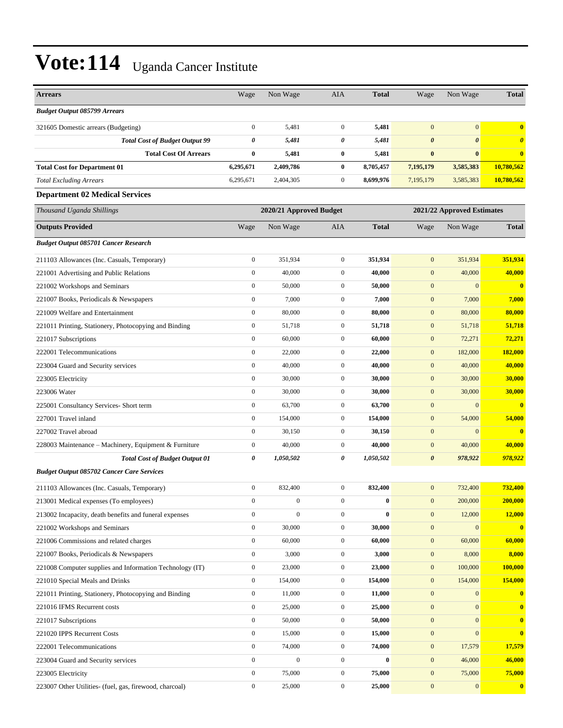# Vote:114 Uganda Cancer Institute

| Arrears | Wage | Non Wage | AIA | Total | Wage | Non Wage | Total |
|---|---|---|---|---|---|---|---|
| ***Budget Output 085799 Arrears*** | | | | | | | |
| 321605 Domestic arrears (Budgeting) | 0 | 5,481 | 0 | **5,481** | 0 | 0 | **0** |
| ***Total Cost of Budget Output 99*** | ***0*** | ***5,481*** | ***0*** | ***5,481*** | ***0*** | ***0*** | ***0*** |
| **Total Cost Of Arrears** | **0** | **5,481** | **0** | **5,481** | **0** | **0** | **0** |
| **Total Cost for Department 01** | **6,295,671** | **2,409,786** | **0** | **8,705,457** | **7,195,179** | **3,585,383** | **10,780,562** |
| *Total Excluding Arrears* | 6,295,671 | 2,404,305 | 0 | **8,699,976** | 7,195,179 | 3,585,383 | **10,780,562** |

### Department 02 Medical Services

| *Thousand Uganda Shillings* | 2020/21 Approved Budget | | | | 2021/22 Approved Estimates | | |
|---|---|---|---|---|---|---|---|
| **Outputs Provided** | Wage | Non Wage | AIA | **Total** | Wage | Non Wage | **Total** |
| ***Budget Output 085701 Cancer Research*** | | | | | | | |
| 211103 Allowances (Inc. Casuals, Temporary) | 0 | 351,934 | 0 | **351,934** | 0 | 351,934 | **351,934** |
| 221001 Advertising and Public Relations | 0 | 40,000 | 0 | **40,000** | 0 | 40,000 | **40,000** |
| 221002 Workshops and Seminars | 0 | 50,000 | 0 | **50,000** | 0 | 0 | **0** |
| 221007 Books, Periodicals & Newspapers | 0 | 7,000 | 0 | **7,000** | 0 | 7,000 | **7,000** |
| 221009 Welfare and Entertainment | 0 | 80,000 | 0 | **80,000** | 0 | 80,000 | **80,000** |
| 221011 Printing, Stationery, Photocopying and Binding | 0 | 51,718 | 0 | **51,718** | 0 | 51,718 | **51,718** |
| 221017 Subscriptions | 0 | 60,000 | 0 | **60,000** | 0 | 72,271 | **72,271** |
| 222001 Telecommunications | 0 | 22,000 | 0 | **22,000** | 0 | 182,000 | **182,000** |
| 223004 Guard and Security services | 0 | 40,000 | 0 | **40,000** | 0 | 40,000 | **40,000** |
| 223005 Electricity | 0 | 30,000 | 0 | **30,000** | 0 | 30,000 | **30,000** |
| 223006 Water | 0 | 30,000 | 0 | **30,000** | 0 | 30,000 | **30,000** |
| 225001 Consultancy Services- Short term | 0 | 63,700 | 0 | **63,700** | 0 | 0 | **0** |
| 227001 Travel inland | 0 | 154,000 | 0 | **154,000** | 0 | 54,000 | **54,000** |
| 227002 Travel abroad | 0 | 30,150 | 0 | **30,150** | 0 | 0 | **0** |
| 228003 Maintenance – Machinery, Equipment & Furniture | 0 | 40,000 | 0 | **40,000** | 0 | 40,000 | **40,000** |
| ***Total Cost of Budget Output 01*** | ***0*** | ***1,050,502*** | ***0*** | ***1,050,502*** | ***0*** | ***978,922*** | ***978,922*** |
| ***Budget Output 085702 Cancer Care Services*** | | | | | | | |
| 211103 Allowances (Inc. Casuals, Temporary) | 0 | 832,400 | 0 | **832,400** | 0 | 732,400 | **732,400** |
| 213001 Medical expenses (To employees) | 0 | 0 | 0 | **0** | 0 | 200,000 | **200,000** |
| 213002 Incapacity, death benefits and funeral expenses | 0 | 0 | 0 | **0** | 0 | 12,000 | **12,000** |
| 221002 Workshops and Seminars | 0 | 30,000 | 0 | **30,000** | 0 | 0 | **0** |
| 221006 Commissions and related charges | 0 | 60,000 | 0 | **60,000** | 0 | 60,000 | **60,000** |
| 221007 Books, Periodicals & Newspapers | 0 | 3,000 | 0 | **3,000** | 0 | 8,000 | **8,000** |
| 221008 Computer supplies and Information Technology (IT) | 0 | 23,000 | 0 | **23,000** | 0 | 100,000 | **100,000** |
| 221010 Special Meals and Drinks | 0 | 154,000 | 0 | **154,000** | 0 | 154,000 | **154,000** |
| 221011 Printing, Stationery, Photocopying and Binding | 0 | 11,000 | 0 | **11,000** | 0 | 0 | **0** |
| 221016 IFMS Recurrent costs | 0 | 25,000 | 0 | **25,000** | 0 | 0 | **0** |
| 221017 Subscriptions | 0 | 50,000 | 0 | **50,000** | 0 | 0 | **0** |
| 221020 IPPS Recurrent Costs | 0 | 15,000 | 0 | **15,000** | 0 | 0 | **0** |
| 222001 Telecommunications | 0 | 74,000 | 0 | **74,000** | 0 | 17,579 | **17,579** |
| 223004 Guard and Security services | 0 | 0 | 0 | **0** | 0 | 46,000 | **46,000** |
| 223005 Electricity | 0 | 75,000 | 0 | **75,000** | 0 | 75,000 | **75,000** |
| 223007 Other Utilities- (fuel, gas, firewood, charcoal) | 0 | 25,000 | 0 | **25,000** | 0 | 0 | **0** |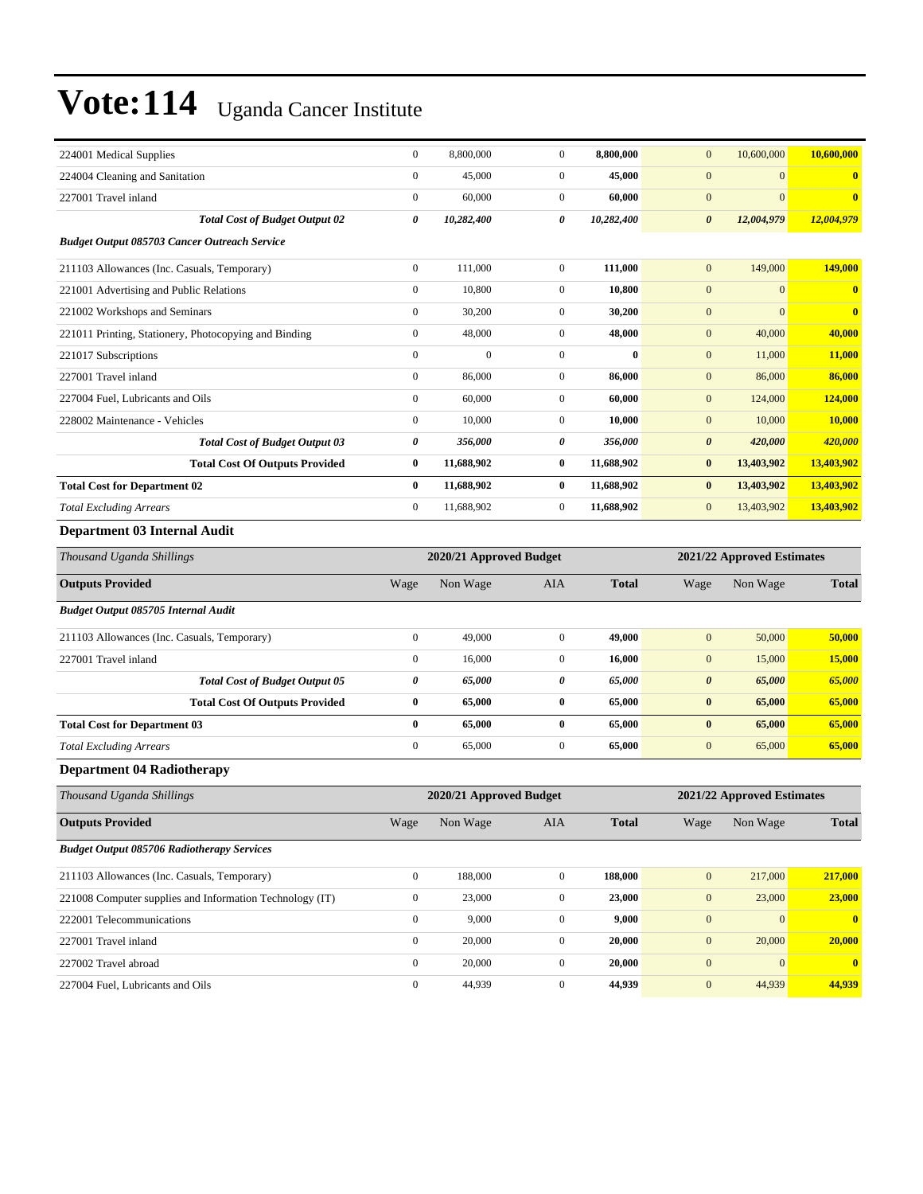# Vote:114 Uganda Cancer Institute

| | | | | | | | |
|---|---|---|---|---|---|---|---|
| 224001 Medical Supplies | 0 | 8,800,000 | 0 | **8,800,000** | 0 | 10,600,000 | **10,600,000** |
| 224004 Cleaning and Sanitation | 0 | 45,000 | 0 | **45,000** | 0 | 0 | **0** |
| 227001 Travel inland | 0 | 60,000 | 0 | **60,000** | 0 | 0 | **0** |
| ***Total Cost of Budget Output 02*** | ***0*** | ***10,282,400*** | ***0*** | ***10,282,400*** | ***0*** | ***12,004,979*** | ***12,004,979*** |
| ***Budget Output 085703 Cancer Outreach Service*** | | | | | | | |
| 211103 Allowances (Inc. Casuals, Temporary) | 0 | 111,000 | 0 | **111,000** | 0 | 149,000 | **149,000** |
| 221001 Advertising and Public Relations | 0 | 10,800 | 0 | **10,800** | 0 | 0 | **0** |
| 221002 Workshops and Seminars | 0 | 30,200 | 0 | **30,200** | 0 | 0 | **0** |
| 221011 Printing, Stationery, Photocopying and Binding | 0 | 48,000 | 0 | **48,000** | 0 | 40,000 | **40,000** |
| 221017 Subscriptions | 0 | 0 | 0 | **0** | 0 | 11,000 | **11,000** |
| 227001 Travel inland | 0 | 86,000 | 0 | **86,000** | 0 | 86,000 | **86,000** |
| 227004 Fuel, Lubricants and Oils | 0 | 60,000 | 0 | **60,000** | 0 | 124,000 | **124,000** |
| 228002 Maintenance - Vehicles | 0 | 10,000 | 0 | **10,000** | 0 | 10,000 | **10,000** |
| ***Total Cost of Budget Output 03*** | ***0*** | ***356,000*** | ***0*** | ***356,000*** | ***0*** | ***420,000*** | ***420,000*** |
| **Total Cost Of Outputs Provided** | **0** | **11,688,902** | **0** | **11,688,902** | **0** | **13,403,902** | **13,403,902** |
| **Total Cost for Department 02** | **0** | **11,688,902** | **0** | **11,688,902** | **0** | **13,403,902** | **13,403,902** |
| *Total Excluding Arrears* | 0 | 11,688,902 | 0 | **11,688,902** | 0 | 13,403,902 | **13,403,902** |

### Department 03 Internal Audit

| *Thousand Uganda Shillings* | 2020/21 Approved Budget | | | | 2021/22 Approved Estimates | | |
|---|---|---|---|---|---|---|---|
| **Outputs Provided** | Wage | Non Wage | AIA | **Total** | Wage | Non Wage | **Total** |
| ***Budget Output 085705 Internal Audit*** | | | | | | | |
| 211103 Allowances (Inc. Casuals, Temporary) | 0 | 49,000 | 0 | **49,000** | 0 | 50,000 | **50,000** |
| 227001 Travel inland | 0 | 16,000 | 0 | **16,000** | 0 | 15,000 | **15,000** |
| ***Total Cost of Budget Output 05*** | ***0*** | ***65,000*** | ***0*** | ***65,000*** | ***0*** | ***65,000*** | ***65,000*** |
| **Total Cost Of Outputs Provided** | **0** | **65,000** | **0** | **65,000** | **0** | **65,000** | **65,000** |
| **Total Cost for Department 03** | **0** | **65,000** | **0** | **65,000** | **0** | **65,000** | **65,000** |
| *Total Excluding Arrears* | 0 | 65,000 | 0 | **65,000** | 0 | 65,000 | **65,000** |

### Department 04 Radiotherapy

| *Thousand Uganda Shillings* | 2020/21 Approved Budget | | | | 2021/22 Approved Estimates | | |
|---|---|---|---|---|---|---|---|
| **Outputs Provided** | Wage | Non Wage | AIA | **Total** | Wage | Non Wage | **Total** |
| ***Budget Output 085706 Radiotherapy Services*** | | | | | | | |
| 211103 Allowances (Inc. Casuals, Temporary) | 0 | 188,000 | 0 | **188,000** | 0 | 217,000 | **217,000** |
| 221008 Computer supplies and Information Technology (IT) | 0 | 23,000 | 0 | **23,000** | 0 | 23,000 | **23,000** |
| 222001 Telecommunications | 0 | 9,000 | 0 | **9,000** | 0 | 0 | **0** |
| 227001 Travel inland | 0 | 20,000 | 0 | **20,000** | 0 | 20,000 | **20,000** |
| 227002 Travel abroad | 0 | 20,000 | 0 | **20,000** | 0 | 0 | **0** |
| 227004 Fuel, Lubricants and Oils | 0 | 44,939 | 0 | **44,939** | 0 | 44,939 | **44,939** |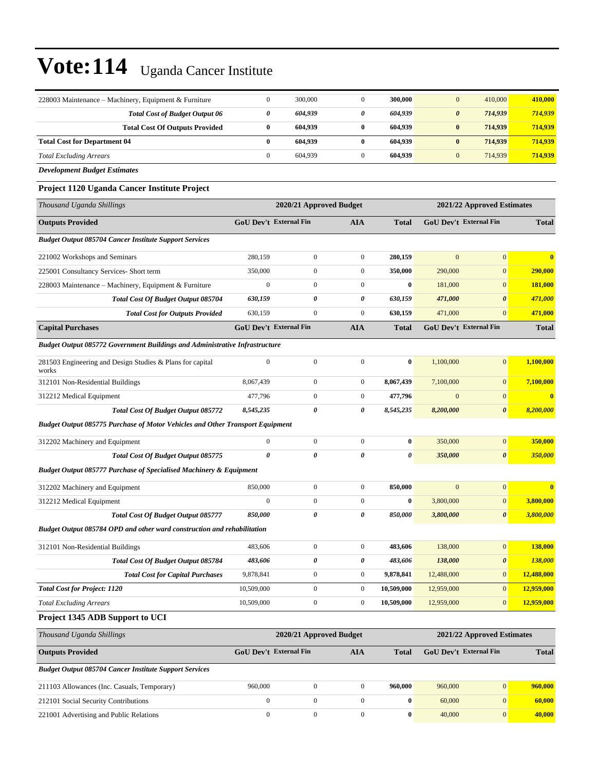# Vote:114 Uganda Cancer Institute

| | | | | | | | |
|---|---|---|---|---|---|---|---|
| 228003 Maintenance – Machinery, Equipment & Furniture | 0 | 300,000 | 0 | **300,000** | 0 | 410,000 | **410,000** |
| ***Total Cost of Budget Output 06*** | ***0*** | ***604,939*** | ***0*** | ***604,939*** | ***0*** | ***714,939*** | ***714,939*** |
| **Total Cost Of Outputs Provided** | **0** | **604,939** | **0** | **604,939** | **0** | **714,939** | **714,939** |
| **Total Cost for Department 04** | **0** | **604,939** | **0** | **604,939** | **0** | **714,939** | **714,939** |
| *Total Excluding Arrears* | 0 | 604,939 | 0 | **604,939** | 0 | 714,939 | **714,939** |

***Development Budget Estimates***

### Project 1120 Uganda Cancer Institute Project

| *Thousand Uganda Shillings* | **2020/21 Approved Budget** | | | | **2021/22 Approved Estimates** | | |
|---|---|---|---|---|---|---|---|
| **Outputs Provided** | **GoU Dev't** | **External Fin** | **AIA** | **Total** | **GoU Dev't** | **External Fin** | **Total** |
| ***Budget Output 085704 Cancer Institute Support Services*** | | | | | | | |
| 221002 Workshops and Seminars | 280,159 | 0 | 0 | **280,159** | 0 | 0 | **0** |
| 225001 Consultancy Services- Short term | 350,000 | 0 | 0 | **350,000** | 290,000 | 0 | **290,000** |
| 228003 Maintenance – Machinery, Equipment & Furniture | 0 | 0 | 0 | **0** | 181,000 | 0 | **181,000** |
| ***Total Cost Of Budget Output 085704*** | ***630,159*** | ***0*** | ***0*** | ***630,159*** | ***471,000*** | ***0*** | ***471,000*** |
| ***Total Cost for Outputs Provided*** | 630,159 | 0 | 0 | **630,159** | 471,000 | 0 | **471,000** |
| **Capital Purchases** | **GoU Dev't** | **External Fin** | **AIA** | **Total** | **GoU Dev't** | **External Fin** | **Total** |
| ***Budget Output 085772 Government Buildings and Administrative Infrastructure*** | | | | | | | |
| 281503 Engineering and Design Studies & Plans for capital works | 0 | 0 | 0 | **0** | 1,100,000 | 0 | **1,100,000** |
| 312101 Non-Residential Buildings | 8,067,439 | 0 | 0 | **8,067,439** | 7,100,000 | 0 | **7,100,000** |
| 312212 Medical Equipment | 477,796 | 0 | 0 | **477,796** | 0 | 0 | **0** |
| ***Total Cost Of Budget Output 085772*** | ***8,545,235*** | ***0*** | ***0*** | ***8,545,235*** | ***8,200,000*** | ***0*** | ***8,200,000*** |
| ***Budget Output 085775 Purchase of Motor Vehicles and Other Transport Equipment*** | | | | | | | |
| 312202 Machinery and Equipment | 0 | 0 | 0 | **0** | 350,000 | 0 | **350,000** |
| ***Total Cost Of Budget Output 085775*** | ***0*** | ***0*** | ***0*** | ***0*** | ***350,000*** | ***0*** | ***350,000*** |
| ***Budget Output 085777 Purchase of Specialised Machinery & Equipment*** | | | | | | | |
| 312202 Machinery and Equipment | 850,000 | 0 | 0 | **850,000** | 0 | 0 | **0** |
| 312212 Medical Equipment | 0 | 0 | 0 | **0** | 3,800,000 | 0 | **3,800,000** |
| ***Total Cost Of Budget Output 085777*** | ***850,000*** | ***0*** | ***0*** | ***850,000*** | ***3,800,000*** | ***0*** | ***3,800,000*** |
| ***Budget Output 085784 OPD and other ward construction and rehabilitation*** | | | | | | | |
| 312101 Non-Residential Buildings | 483,606 | 0 | 0 | **483,606** | 138,000 | 0 | **138,000** |
| ***Total Cost Of Budget Output 085784*** | ***483,606*** | ***0*** | ***0*** | ***483,606*** | ***138,000*** | ***0*** | ***138,000*** |
| ***Total Cost for Capital Purchases*** | 9,878,841 | 0 | 0 | **9,878,841** | 12,488,000 | 0 | **12,488,000** |
| ***Total Cost for Project: 1120*** | 10,509,000 | 0 | 0 | **10,509,000** | 12,959,000 | 0 | **12,959,000** |
| *Total Excluding Arrears* | 10,509,000 | 0 | 0 | **10,509,000** | 12,959,000 | 0 | **12,959,000** |

### Project 1345 ADB Support to UCI

| *Thousand Uganda Shillings* | **2020/21 Approved Budget** | | | | **2021/22 Approved Estimates** | | |
|---|---|---|---|---|---|---|---|
| **Outputs Provided** | **GoU Dev't** | **External Fin** | **AIA** | **Total** | **GoU Dev't** | **External Fin** | **Total** |
| ***Budget Output 085704 Cancer Institute Support Services*** | | | | | | | |
| 211103 Allowances (Inc. Casuals, Temporary) | 960,000 | 0 | 0 | **960,000** | 960,000 | 0 | **960,000** |
| 212101 Social Security Contributions | 0 | 0 | 0 | **0** | 60,000 | 0 | **60,000** |
| 221001 Advertising and Public Relations | 0 | 0 | 0 | **0** | 40,000 | 0 | **40,000** |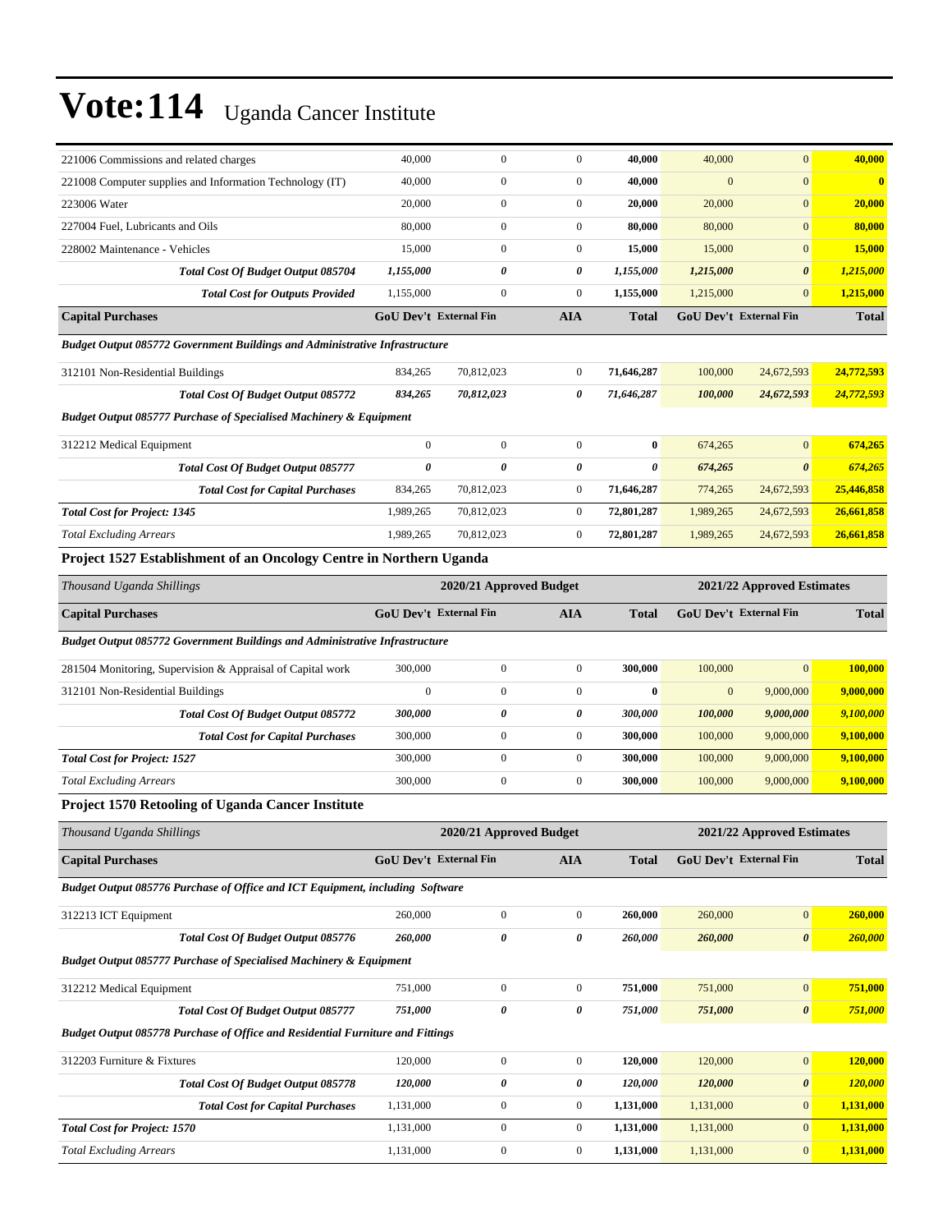# Vote:114 Uganda Cancer Institute

| | | | | | | | |
|---|---|---|---|---|---|---|---|
| 221006 Commissions and related charges | 40,000 | 0 | 0 | **40,000** | 40,000 | 0 | **40,000** |
| 221008 Computer supplies and Information Technology (IT) | 40,000 | 0 | 0 | **40,000** | 0 | 0 | **0** |
| 223006 Water | 20,000 | 0 | 0 | **20,000** | 20,000 | 0 | **20,000** |
| 227004 Fuel, Lubricants and Oils | 80,000 | 0 | 0 | **80,000** | 80,000 | 0 | **80,000** |
| 228002 Maintenance - Vehicles | 15,000 | 0 | 0 | **15,000** | 15,000 | 0 | **15,000** |
| ***Total Cost Of Budget Output 085704*** | ***1,155,000*** | ***0*** | ***0*** | ***1,155,000*** | ***1,215,000*** | ***0*** | ***1,215,000*** |
| ***Total Cost for Outputs Provided*** | 1,155,000 | 0 | 0 | **1,155,000** | 1,215,000 | 0 | **1,215,000** |
| **Capital Purchases** | **GoU Dev't** | **External Fin** | **AIA** | **Total** | **GoU Dev't** | **External Fin** | **Total** |
| ***Budget Output 085772 Government Buildings and Administrative Infrastructure*** | | | | | | | |
| 312101 Non-Residential Buildings | 834,265 | 70,812,023 | 0 | **71,646,287** | 100,000 | 24,672,593 | **24,772,593** |
| ***Total Cost Of Budget Output 085772*** | ***834,265*** | ***70,812,023*** | ***0*** | ***71,646,287*** | ***100,000*** | ***24,672,593*** | ***24,772,593*** |
| ***Budget Output 085777 Purchase of Specialised Machinery & Equipment*** | | | | | | | |
| 312212 Medical Equipment | 0 | 0 | 0 | **0** | 674,265 | 0 | **674,265** |
| ***Total Cost Of Budget Output 085777*** | ***0*** | ***0*** | ***0*** | ***0*** | ***674,265*** | ***0*** | ***674,265*** |
| ***Total Cost for Capital Purchases*** | 834,265 | 70,812,023 | 0 | **71,646,287** | 774,265 | 24,672,593 | **25,446,858** |
| ***Total Cost for Project: 1345*** | 1,989,265 | 70,812,023 | 0 | **72,801,287** | 1,989,265 | 24,672,593 | **26,661,858** |
| *Total Excluding Arrears* | 1,989,265 | 70,812,023 | 0 | **72,801,287** | 1,989,265 | 24,672,593 | **26,661,858** |

### Project 1527 Establishment of an Oncology Centre in Northern Uganda

| *Thousand Uganda Shillings* | **2020/21 Approved Budget** | | | | **2021/22 Approved Estimates** | | |
|---|---|---|---|---|---|---|---|
| **Capital Purchases** | **GoU Dev't** | **External Fin** | **AIA** | **Total** | **GoU Dev't** | **External Fin** | **Total** |
| ***Budget Output 085772 Government Buildings and Administrative Infrastructure*** | | | | | | | |
| 281504 Monitoring, Supervision & Appraisal of Capital work | 300,000 | 0 | 0 | **300,000** | 100,000 | 0 | **100,000** |
| 312101 Non-Residential Buildings | 0 | 0 | 0 | **0** | 0 | 9,000,000 | **9,000,000** |
| ***Total Cost Of Budget Output 085772*** | ***300,000*** | ***0*** | ***0*** | ***300,000*** | ***100,000*** | ***9,000,000*** | ***9,100,000*** |
| ***Total Cost for Capital Purchases*** | 300,000 | 0 | 0 | **300,000** | 100,000 | 9,000,000 | **9,100,000** |
| ***Total Cost for Project: 1527*** | 300,000 | 0 | 0 | **300,000** | 100,000 | 9,000,000 | **9,100,000** |
| *Total Excluding Arrears* | 300,000 | 0 | 0 | **300,000** | 100,000 | 9,000,000 | **9,100,000** |

### Project 1570 Retooling of Uganda Cancer Institute

| *Thousand Uganda Shillings* | **2020/21 Approved Budget** | | | | **2021/22 Approved Estimates** | | |
|---|---|---|---|---|---|---|---|
| **Capital Purchases** | **GoU Dev't** | **External Fin** | **AIA** | **Total** | **GoU Dev't** | **External Fin** | **Total** |
| ***Budget Output 085776 Purchase of Office and ICT Equipment, including Software*** | | | | | | | |
| 312213 ICT Equipment | 260,000 | 0 | 0 | **260,000** | 260,000 | 0 | **260,000** |
| ***Total Cost Of Budget Output 085776*** | ***260,000*** | ***0*** | ***0*** | ***260,000*** | ***260,000*** | ***0*** | ***260,000*** |
| ***Budget Output 085777 Purchase of Specialised Machinery & Equipment*** | | | | | | | |
| 312212 Medical Equipment | 751,000 | 0 | 0 | **751,000** | 751,000 | 0 | **751,000** |
| ***Total Cost Of Budget Output 085777*** | ***751,000*** | ***0*** | ***0*** | ***751,000*** | ***751,000*** | ***0*** | ***751,000*** |
| ***Budget Output 085778 Purchase of Office and Residential Furniture and Fittings*** | | | | | | | |
| 312203 Furniture & Fixtures | 120,000 | 0 | 0 | **120,000** | 120,000 | 0 | **120,000** |
| ***Total Cost Of Budget Output 085778*** | ***120,000*** | ***0*** | ***0*** | ***120,000*** | ***120,000*** | ***0*** | ***120,000*** |
| ***Total Cost for Capital Purchases*** | 1,131,000 | 0 | 0 | **1,131,000** | 1,131,000 | 0 | **1,131,000** |
| ***Total Cost for Project: 1570*** | 1,131,000 | 0 | 0 | **1,131,000** | 1,131,000 | 0 | **1,131,000** |
| *Total Excluding Arrears* | 1,131,000 | 0 | 0 | **1,131,000** | 1,131,000 | 0 | **1,131,000** |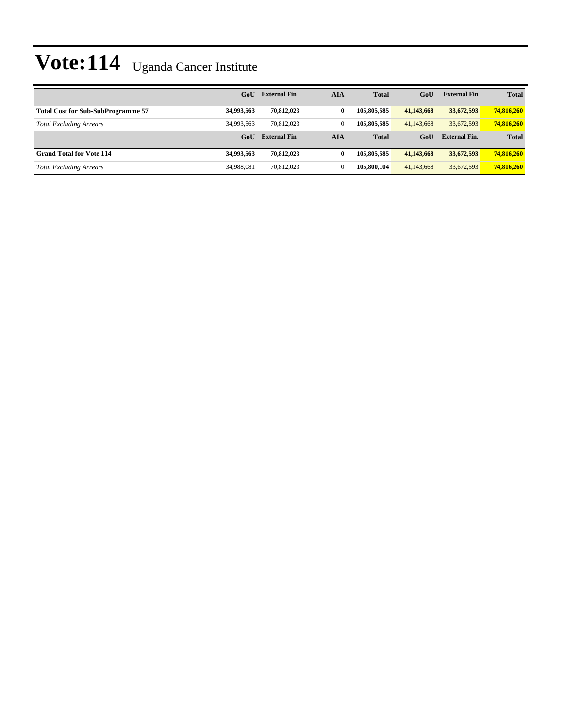# Vote:114 Uganda Cancer Institute

| | GoU | External Fin | AIA | Total | GoU | External Fin | Total |
|---|---|---|---|---|---|---|---|
| **Total Cost for Sub-SubProgramme 57** | **34,993,563** | **70,812,023** | **0** | **105,805,585** | **41,143,668** | **33,672,593** | **74,816,260** |
| *Total Excluding Arrears* | 34,993,563 | 70,812,023 | 0 | **105,805,585** | 41,143,668 | 33,672,593 | **74,816,260** |
| | **GoU** | **External Fin** | **AIA** | **Total** | **GoU** | **External Fin.** | **Total** |
| **Grand Total for Vote 114** | **34,993,563** | **70,812,023** | **0** | **105,805,585** | **41,143,668** | **33,672,593** | **74,816,260** |
| *Total Excluding Arrears* | 34,988,081 | 70,812,023 | 0 | **105,800,104** | 41,143,668 | 33,672,593 | **74,816,260** |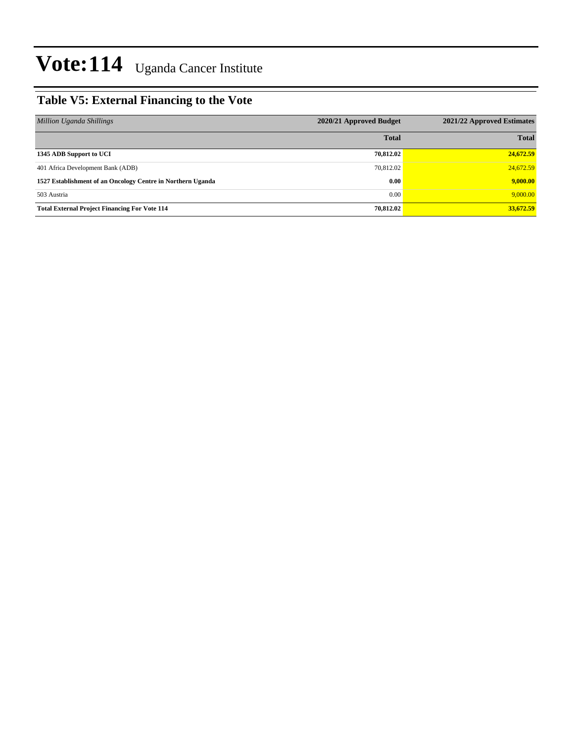# Vote:114 Uganda Cancer Institute

## Table V5: External Financing to the Vote

| *Million Uganda Shillings* | 2020/21 Approved Budget | 2021/22 Approved Estimates |
|---|---|---|
| | **Total** | **Total** |
| **1345 ADB Support to UCI** | **70,812.02** | **24,672.59** |
| 401 Africa Development Bank (ADB) | 70,812.02 | 24,672.59 |
| **1527 Establishment of an Oncology Centre in Northern Uganda** | **0.00** | **9,000.00** |
| 503 Austria | 0.00 | 9,000.00 |
| **Total External Project Financing For Vote 114** | **70,812.02** | **33,672.59** |